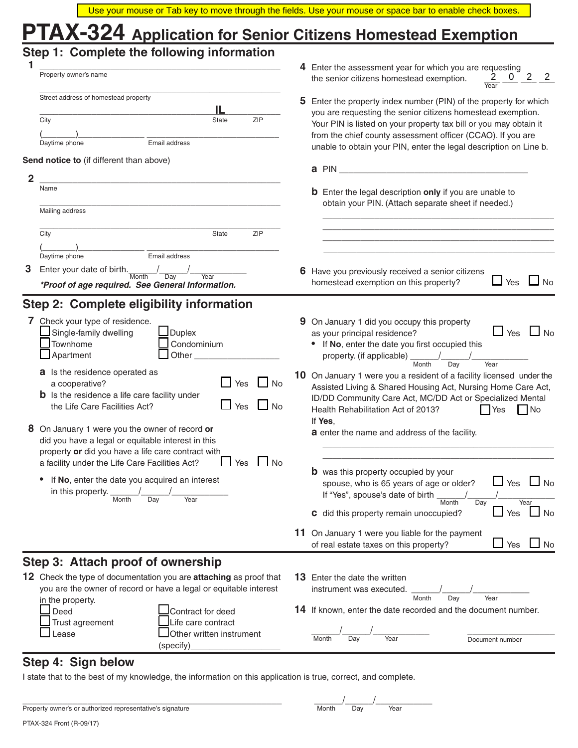Use your mouse or Tab key to move through the fields. Use your mouse or space bar to enable check boxes.

# PTAX-324 Application for Senior Citizens Homestead Exemption

## Step 1: Complete the following information

**1** ______________________________
Property owner's name

______________________________
Street address of homestead property

______________________________ IL ________
City State ZIP

(_______)______________ ______________________________
Daytime phone Email address

**Send notice to** (if different than above)

**2** ______________________________
Name

______________________________
Mailing address

______________________________
City State ZIP

(_______)______________ ______________________________
Daytime phone Email address

**3** Enter your date of birth. ______/______/__________
Month Day Year

***Proof of age required. See General Information.***

**4** Enter the assessment year for which you are requesting the senior citizens homestead exemption. 2 0 2 2
Year

**5** Enter the property index number (PIN) of the property for which you are requesting the senior citizens homestead exemption. Your PIN is listed on your property tax bill or you may obtain it from the chief county assessment officer (CCAO). If you are unable to obtain your PIN, enter the legal description on Line b.

**a** PIN ______________________________

**b** Enter the legal description **only** if you are unable to obtain your PIN. (Attach separate sheet if needed.)

______________________________

______________________________

______________________________

______________________________

**6** Have you previously received a senior citizens homestead exemption on this property? ☐ Yes ☐ No

## Step 2: Complete eligibility information

**7** Check your type of residence.
- ☐ Single-family dwelling
- ☐ Townhome
- ☐ Apartment
- ☐ Duplex
- ☐ Condominium
- ☐ Other ______________

**a** Is the residence operated as a cooperative? ☐ Yes ☐ No

**b** Is the residence a life care facility under the Life Care Facilities Act? ☐ Yes ☐ No

**8** On January 1 were you the owner of record **or** did you have a legal or equitable interest in this property **or** did you have a life care contract with a facility under the Life Care Facilities Act? ☐ Yes ☐ No

- If **No**, enter the date you acquired an interest in this property. ______/______/__________
Month Day Year

**9** On January 1 did you occupy this property as your principal residence? ☐ Yes ☐ No

- If **No**, enter the date you first occupied this property. (if applicable) ______/______/__________
Month Day Year

**10** On January 1 were you a resident of a facility licensed under the Assisted Living & Shared Housing Act, Nursing Home Care Act, ID/DD Community Care Act, MC/DD Act or Specialized Mental Health Rehabilitation Act of 2013? ☐ Yes ☐ No

If **Yes**,

**a** enter the name and address of the facility.

______________________________

______________________________

**b** was this property occupied by your spouse, who is 65 years of age or older? ☐ Yes ☐ No

If "Yes", spouse's date of birth ______/______/__________
Month Day Year

**c** did this property remain unoccupied? ☐ Yes ☐ No

**11** On January 1 were you liable for the payment of real estate taxes on this property? ☐ Yes ☐ No

## Step 3: Attach proof of ownership

**12** Check the type of documentation you are **attaching** as proof that you are the owner of record or have a legal or equitable interest in the property.
- ☐ Deed
- ☐ Trust agreement
- ☐ Lease
- ☐ Contract for deed
- ☐ Life care contract
- ☐ Other written instrument (specify)______________

**13** Enter the date the written instrument was executed. ______/______/__________
Month Day Year

**14** If known, enter the date recorded and the document number.

______/______/__________ ______________
Month Day Year Document number

## Step 4: Sign below

I state that to the best of my knowledge, the information on this application is true, correct, and complete.

______________________________ ______/______/__________
Property owner's or authorized representative's signature Month Day Year

PTAX-324 Front (R-09/17)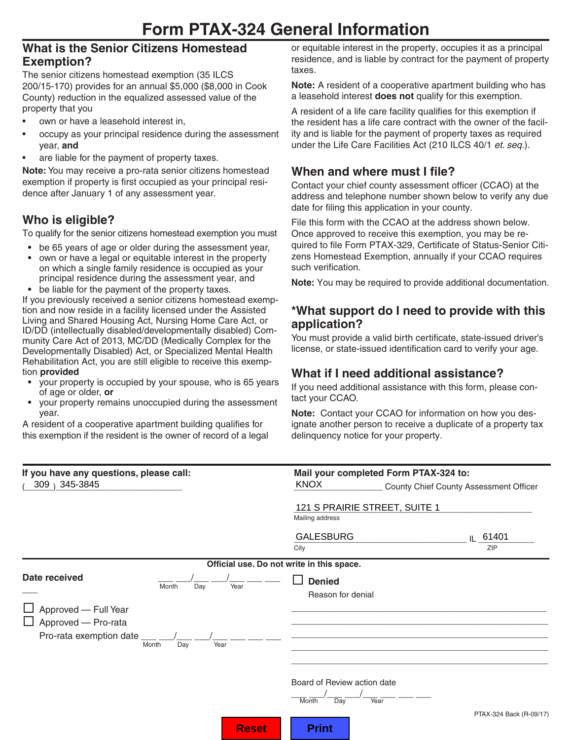# Form PTAX-324 General Information

## What is the Senior Citizens Homestead Exemption?

The senior citizens homestead exemption (35 ILCS 200/15-170) provides for an annual $5,000 ($8,000 in Cook County) reduction in the equalized assessed value of the property that you

- own or have a leasehold interest in,
- occupy as your principal residence during the assessment year, **and**
- are liable for the payment of property taxes.

**Note:** You may receive a pro-rata senior citizens homestead exemption if property is first occupied as your principal residence after January 1 of any assessment year.

## Who is eligible?

To qualify for the senior citizens homestead exemption you must

- be 65 years of age or older during the assessment year,
- own or have a legal or equitable interest in the property on which a single family residence is occupied as your principal residence during the assessment year, and
- be liable for the payment of the property taxes.

If you previously received a senior citizens homestead exemption and now reside in a facility licensed under the Assisted Living and Shared Housing Act, Nursing Home Care Act, or ID/DD (intellectually disabled/developmentally disabled) Community Care Act of 2013, MC/DD (Medically Complex for the Developmentally Disabled) Act, or Specialized Mental Health Rehabilitation Act, you are still eligible to receive this exemption **provided**

- your property is occupied by your spouse, who is 65 years of age or older, **or**
- your property remains unoccupied during the assessment year.

A resident of a cooperative apartment building qualifies for this exemption if the resident is the owner of record of a legal or equitable interest in the property, occupies it as a principal residence, and is liable by contract for the payment of property taxes.

**Note:** A resident of a cooperative apartment building who has a leasehold interest **does not** qualify for this exemption.

A resident of a life care facility qualifies for this exemption if the resident has a life care contract with the owner of the facility and is liable for the payment of property taxes as required under the Life Care Facilities Act (210 ILCS 40/1 *et. seq.*).

## When and where must I file?

Contact your chief county assessment officer (CCAO) at the address and telephone number shown below to verify any due date for filing this application in your county.

File this form with the CCAO at the address shown below. Once approved to receive this exemption, you may be required to file Form PTAX-329, Certificate of Status-Senior Citizens Homestead Exemption, annually if your CCAO requires such verification.

**Note:** You may be required to provide additional documentation.

## *What support do I need to provide with this application?

You must provide a valid birth certificate, state-issued driver's license, or state-issued identification card to verify your age.

## What if I need additional assistance?

If you need additional assistance with this form, please contact your CCAO.

**Note:** Contact your CCAO for information on how you designate another person to receive a duplicate of a property tax delinquency notice for your property.

**If you have any questions, please call:**
(309) 345-3845

**Mail your completed Form PTAX-324 to:**
KNOX County Chief County Assessment Officer
121 S PRAIRIE STREET, SUITE 1
Mailing address
GALESBURG IL 61401
City ZIP

**Official use. Do not write in this space.**

**Date received** ___ ___/___ ___/___ ___ ___ ___
Month Day Year

☐ Approved — Full Year
☐ Approved — Pro-rata
Pro-rata exemption date ___ ___/___ ___/___ ___ ___ ___
Month Day Year

☐ **Denied**
Reason for denial
_______________________________________________
_______________________________________________
_______________________________________________
_______________________________________________
_______________________________________________

Board of Review action date
___ ___/___ ___/___ ___ ___ ___
Month Day Year

PTAX-324 Back (R-09/17)

Reset Print